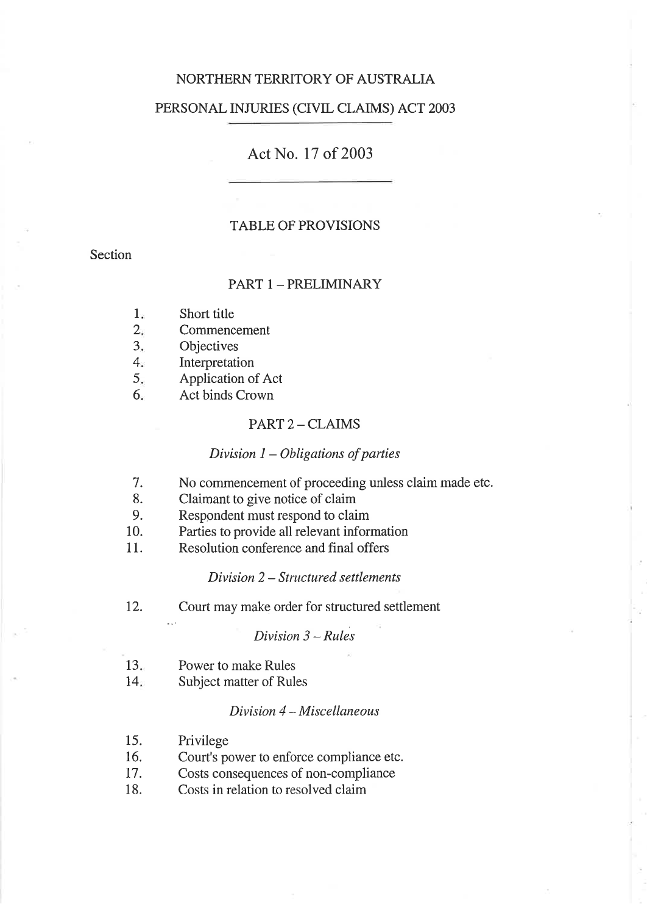NORTHERN TERRITORY OF AUSTRALIA

PERSONAL INJURIES (CIVIL CLAIMS) ACT 2003

# Act No. 17 of 2003

## TABLE OF PROVISIONS

Section

### PART 1 – PRELIMINARY

1. Short title
2. Commencement
3. Objectives
4. Interpretation
5. Application of Act
6. Act binds Crown

### PART 2 – CLAIMS

#### *Division 1 – Obligations of parties*

7. No commencement of proceeding unless claim made etc.
8. Claimant to give notice of claim
9. Respondent must respond to claim
10. Parties to provide all relevant information
11. Resolution conference and final offers

#### *Division 2 – Structured settlements*

12. Court may make order for structured settlement

#### *Division 3 – Rules*

13. Power to make Rules
14. Subject matter of Rules

#### *Division 4 – Miscellaneous*

15. Privilege
16. Court's power to enforce compliance etc.
17. Costs consequences of non-compliance
18. Costs in relation to resolved claim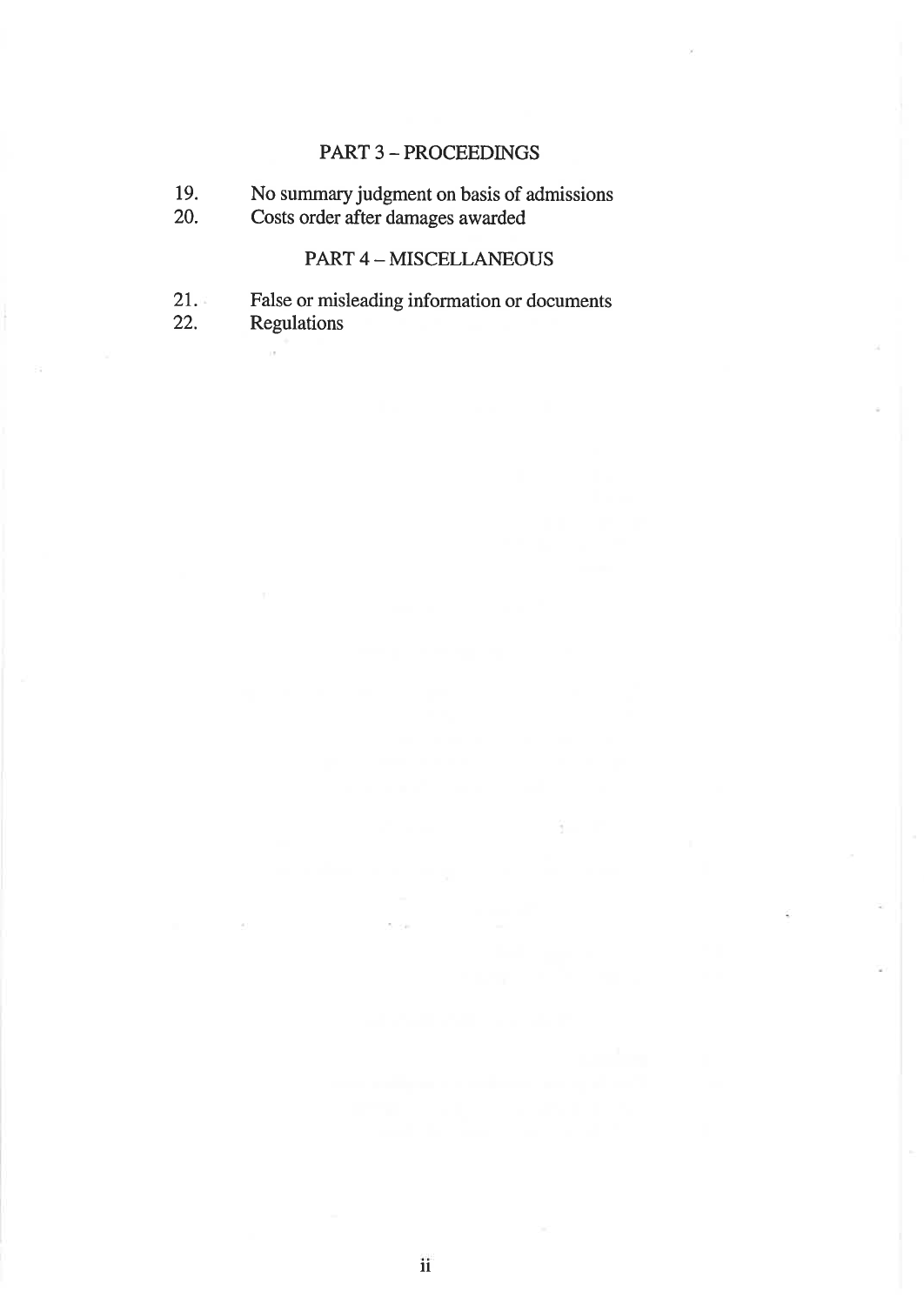## PART 3 – PROCEEDINGS

19. No summary judgment on basis of admissions
20. Costs order after damages awarded

## PART 4 – MISCELLANEOUS

21. False or misleading information or documents
22. Regulations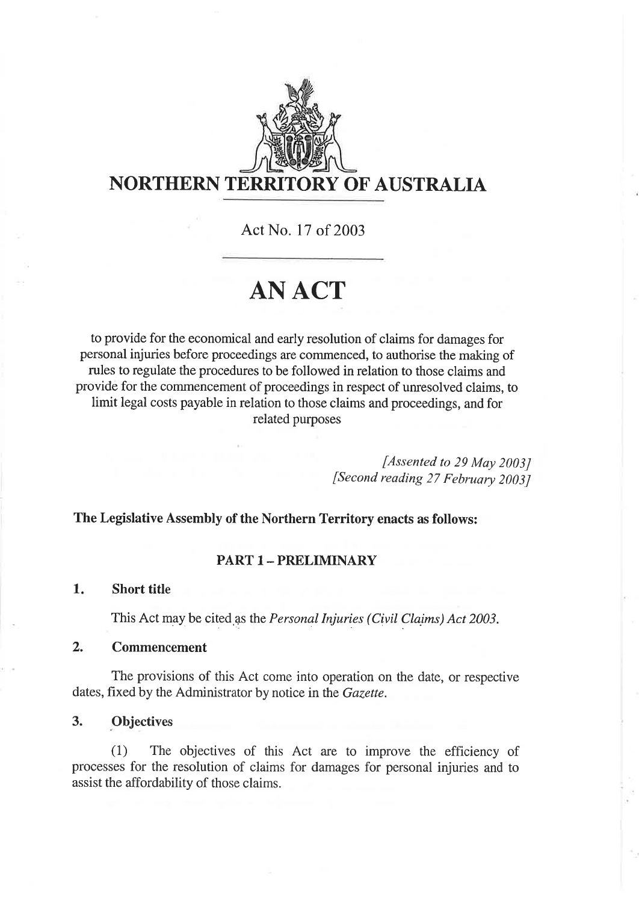# NORTHERN TERRITORY OF AUSTRALIA

Act No. 17 of 2003

# AN ACT

to provide for the economical and early resolution of claims for damages for personal injuries before proceedings are commenced, to authorise the making of rules to regulate the procedures to be followed in relation to those claims and provide for the commencement of proceedings in respect of unresolved claims, to limit legal costs payable in relation to those claims and proceedings, and for related purposes

*[Assented to 29 May 2003]*
*[Second reading 27 February 2003]*

**The Legislative Assembly of the Northern Territory enacts as follows:**

## PART 1 – PRELIMINARY

### 1. Short title

This Act may be cited as the *Personal Injuries (Civil Claims) Act 2003*.

### 2. Commencement

The provisions of this Act come into operation on the date, or respective dates, fixed by the Administrator by notice in the *Gazette*.

### 3. Objectives

(1) The objectives of this Act are to improve the efficiency of processes for the resolution of claims for damages for personal injuries and to assist the affordability of those claims.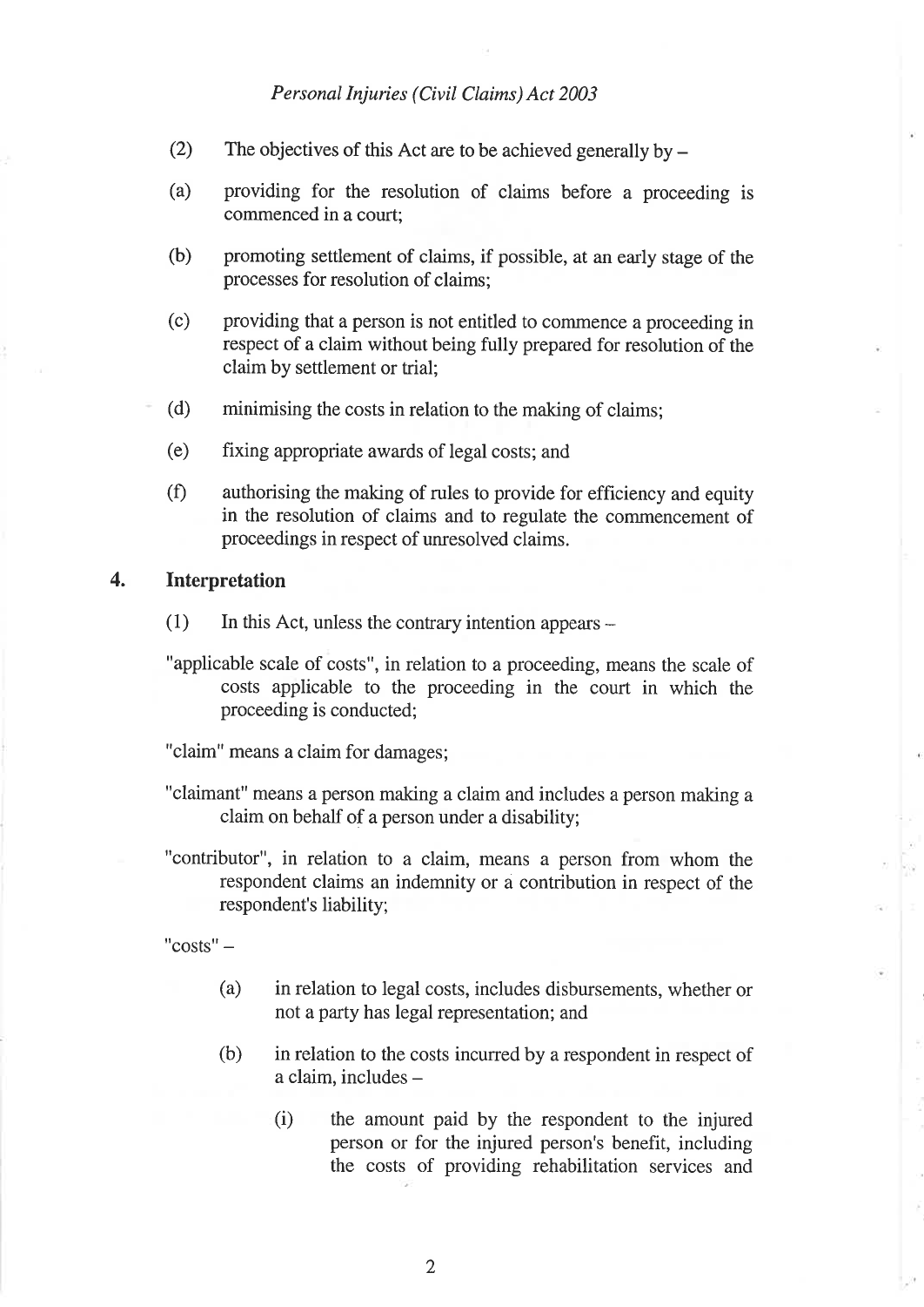(2) The objectives of this Act are to be achieved generally by –

(a) providing for the resolution of claims before a proceeding is commenced in a court;

(b) promoting settlement of claims, if possible, at an early stage of the processes for resolution of claims;

(c) providing that a person is not entitled to commence a proceeding in respect of a claim without being fully prepared for resolution of the claim by settlement or trial;

(d) minimising the costs in relation to the making of claims;

(e) fixing appropriate awards of legal costs; and

(f) authorising the making of rules to provide for efficiency and equity in the resolution of claims and to regulate the commencement of proceedings in respect of unresolved claims.

## 4. Interpretation

(1) In this Act, unless the contrary intention appears –

"applicable scale of costs", in relation to a proceeding, means the scale of costs applicable to the proceeding in the court in which the proceeding is conducted;

"claim" means a claim for damages;

"claimant" means a person making a claim and includes a person making a claim on behalf of a person under a disability;

"contributor", in relation to a claim, means a person from whom the respondent claims an indemnity or a contribution in respect of the respondent's liability;

"costs" –

(a) in relation to legal costs, includes disbursements, whether or not a party has legal representation; and

(b) in relation to the costs incurred by a respondent in respect of a claim, includes –

(i) the amount paid by the respondent to the injured person or for the injured person's benefit, including the costs of providing rehabilitation services and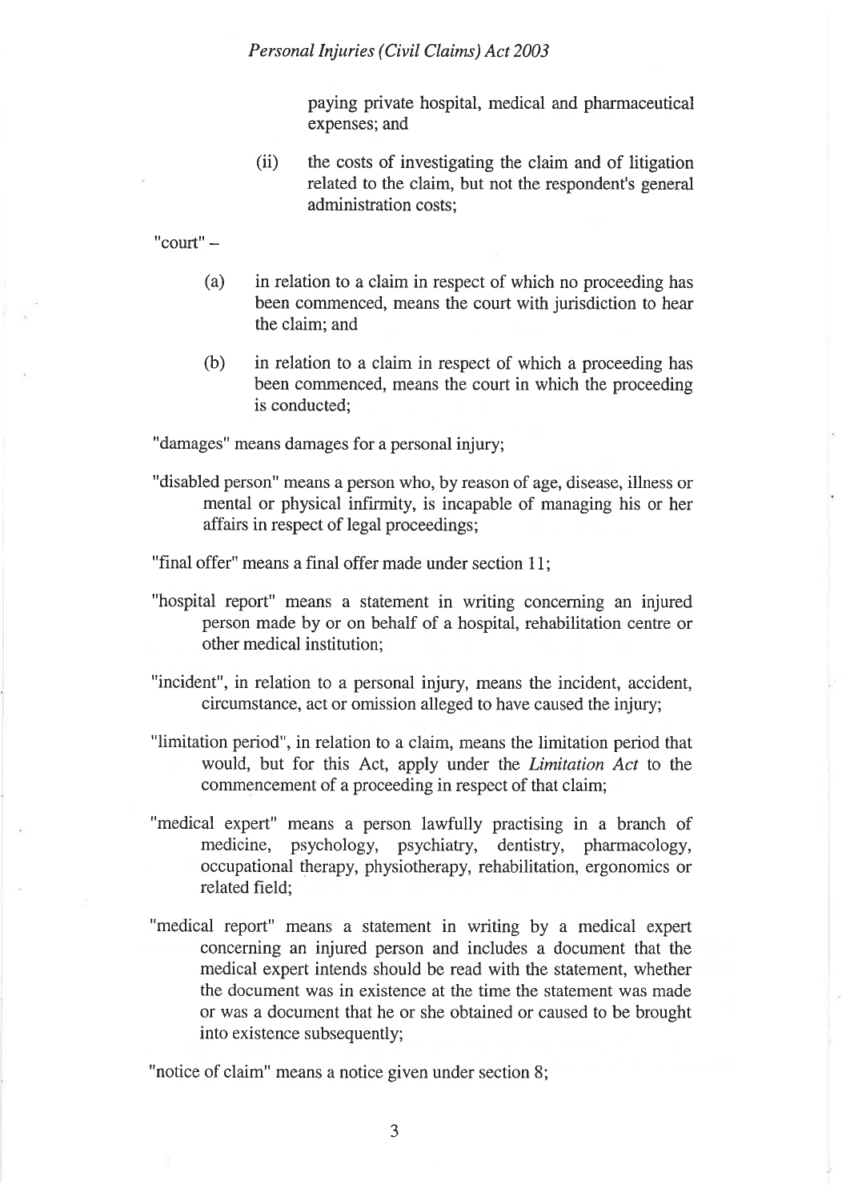paying private hospital, medical and pharmaceutical expenses; and

(ii) the costs of investigating the claim and of litigation related to the claim, but not the respondent's general administration costs;

"court" –

(a) in relation to a claim in respect of which no proceeding has been commenced, means the court with jurisdiction to hear the claim; and

(b) in relation to a claim in respect of which a proceeding has been commenced, means the court in which the proceeding is conducted;

"damages" means damages for a personal injury;

"disabled person" means a person who, by reason of age, disease, illness or mental or physical infirmity, is incapable of managing his or her affairs in respect of legal proceedings;

"final offer" means a final offer made under section 11;

"hospital report" means a statement in writing concerning an injured person made by or on behalf of a hospital, rehabilitation centre or other medical institution;

"incident", in relation to a personal injury, means the incident, accident, circumstance, act or omission alleged to have caused the injury;

"limitation period", in relation to a claim, means the limitation period that would, but for this Act, apply under the *Limitation Act* to the commencement of a proceeding in respect of that claim;

"medical expert" means a person lawfully practising in a branch of medicine, psychology, psychiatry, dentistry, pharmacology, occupational therapy, physiotherapy, rehabilitation, ergonomics or related field;

"medical report" means a statement in writing by a medical expert concerning an injured person and includes a document that the medical expert intends should be read with the statement, whether the document was in existence at the time the statement was made or was a document that he or she obtained or caused to be brought into existence subsequently;

"notice of claim" means a notice given under section 8;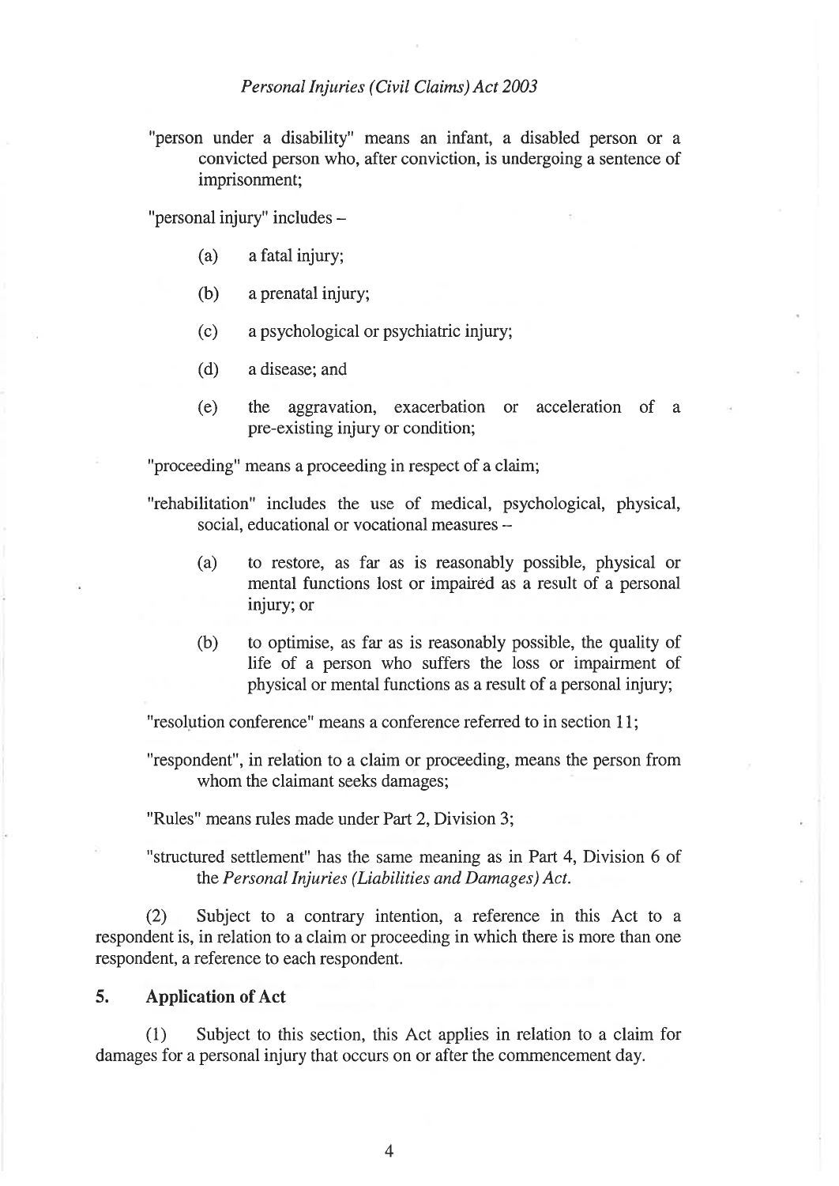"person under a disability" means an infant, a disabled person or a convicted person who, after conviction, is undergoing a sentence of imprisonment;

"personal injury" includes –

- (a) a fatal injury;
- (b) a prenatal injury;
- (c) a psychological or psychiatric injury;
- (d) a disease; and
- (e) the aggravation, exacerbation or acceleration of a pre-existing injury or condition;

"proceeding" means a proceeding in respect of a claim;

"rehabilitation" includes the use of medical, psychological, physical, social, educational or vocational measures –

- (a) to restore, as far as is reasonably possible, physical or mental functions lost or impaired as a result of a personal injury; or
- (b) to optimise, as far as is reasonably possible, the quality of life of a person who suffers the loss or impairment of physical or mental functions as a result of a personal injury;

"resolution conference" means a conference referred to in section 11;

"respondent", in relation to a claim or proceeding, means the person from whom the claimant seeks damages;

"Rules" means rules made under Part 2, Division 3;

"structured settlement" has the same meaning as in Part 4, Division 6 of the *Personal Injuries (Liabilities and Damages) Act*.

(2) Subject to a contrary intention, a reference in this Act to a respondent is, in relation to a claim or proceeding in which there is more than one respondent, a reference to each respondent.

## 5. Application of Act

(1) Subject to this section, this Act applies in relation to a claim for damages for a personal injury that occurs on or after the commencement day.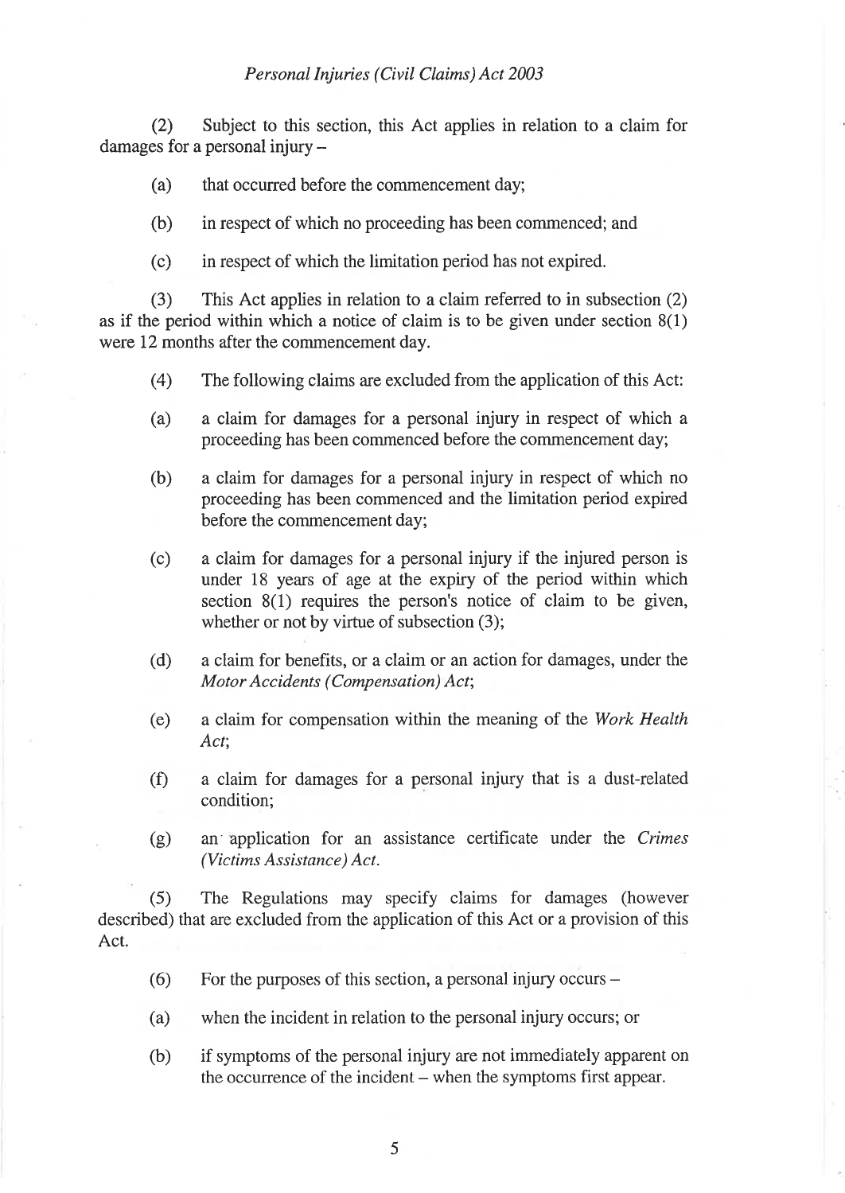(2) Subject to this section, this Act applies in relation to a claim for damages for a personal injury –

(a) that occurred before the commencement day;

(b) in respect of which no proceeding has been commenced; and

(c) in respect of which the limitation period has not expired.

(3) This Act applies in relation to a claim referred to in subsection (2) as if the period within which a notice of claim is to be given under section 8(1) were 12 months after the commencement day.

(4) The following claims are excluded from the application of this Act:

(a) a claim for damages for a personal injury in respect of which a proceeding has been commenced before the commencement day;

(b) a claim for damages for a personal injury in respect of which no proceeding has been commenced and the limitation period expired before the commencement day;

(c) a claim for damages for a personal injury if the injured person is under 18 years of age at the expiry of the period within which section 8(1) requires the person's notice of claim to be given, whether or not by virtue of subsection (3);

(d) a claim for benefits, or a claim or an action for damages, under the *Motor Accidents (Compensation) Act*;

(e) a claim for compensation within the meaning of the *Work Health Act*;

(f) a claim for damages for a personal injury that is a dust-related condition;

(g) an application for an assistance certificate under the *Crimes (Victims Assistance) Act*.

(5) The Regulations may specify claims for damages (however described) that are excluded from the application of this Act or a provision of this Act.

(6) For the purposes of this section, a personal injury occurs –

(a) when the incident in relation to the personal injury occurs; or

(b) if symptoms of the personal injury are not immediately apparent on the occurrence of the incident – when the symptoms first appear.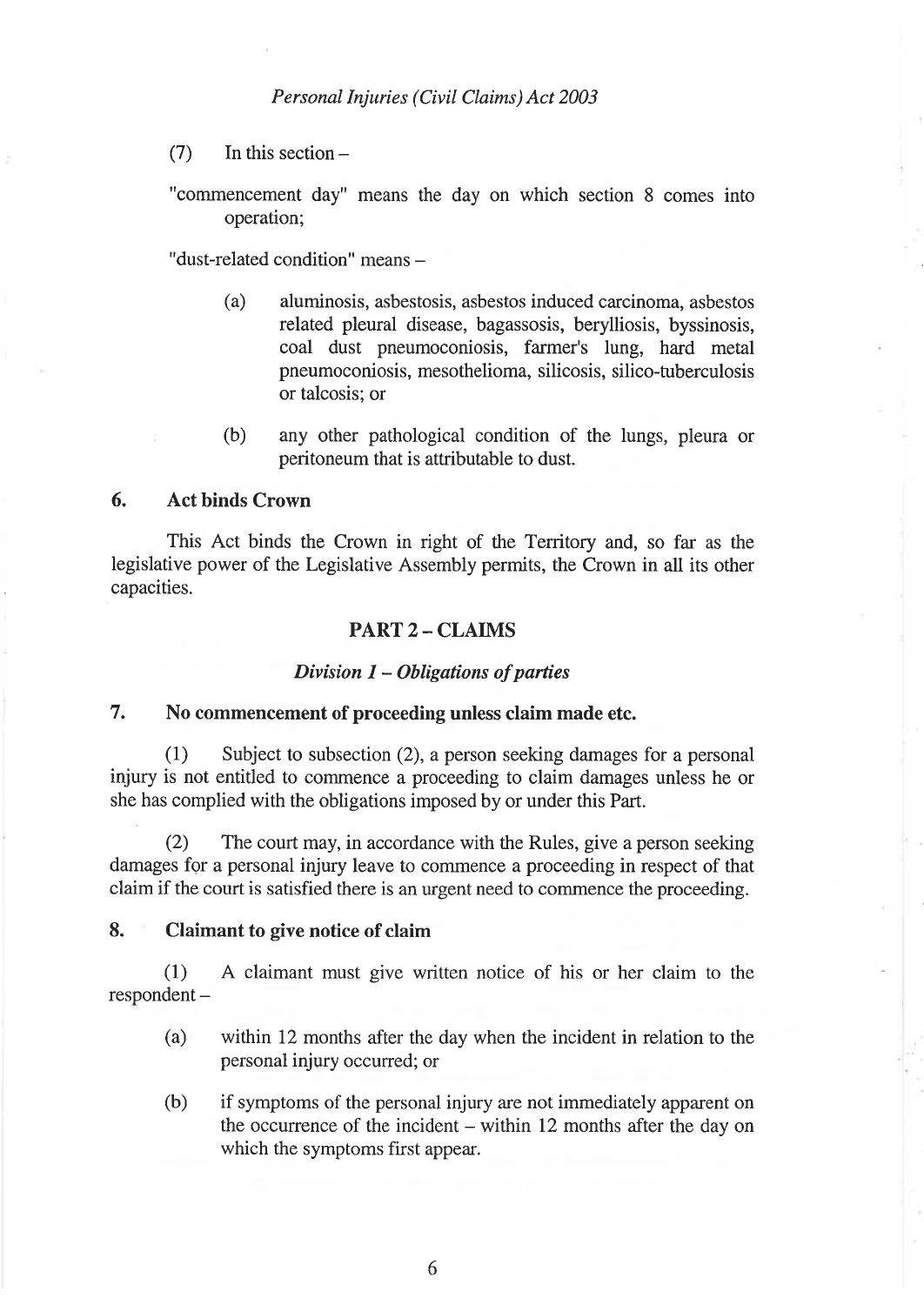(7) In this section –

"commencement day" means the day on which section 8 comes into operation;

"dust-related condition" means –

(a) aluminosis, asbestosis, asbestos induced carcinoma, asbestos related pleural disease, bagassosis, berylliosis, byssinosis, coal dust pneumoconiosis, farmer's lung, hard metal pneumoconiosis, mesothelioma, silicosis, silico-tuberculosis or talcosis; or

(b) any other pathological condition of the lungs, pleura or peritoneum that is attributable to dust.

### 6. Act binds Crown

This Act binds the Crown in right of the Territory and, so far as the legislative power of the Legislative Assembly permits, the Crown in all its other capacities.

## PART 2 – CLAIMS

### *Division 1 – Obligations of parties*

### 7. No commencement of proceeding unless claim made etc.

(1) Subject to subsection (2), a person seeking damages for a personal injury is not entitled to commence a proceeding to claim damages unless he or she has complied with the obligations imposed by or under this Part.

(2) The court may, in accordance with the Rules, give a person seeking damages for a personal injury leave to commence a proceeding in respect of that claim if the court is satisfied there is an urgent need to commence the proceeding.

### 8. Claimant to give notice of claim

(1) A claimant must give written notice of his or her claim to the respondent –

(a) within 12 months after the day when the incident in relation to the personal injury occurred; or

(b) if symptoms of the personal injury are not immediately apparent on the occurrence of the incident – within 12 months after the day on which the symptoms first appear.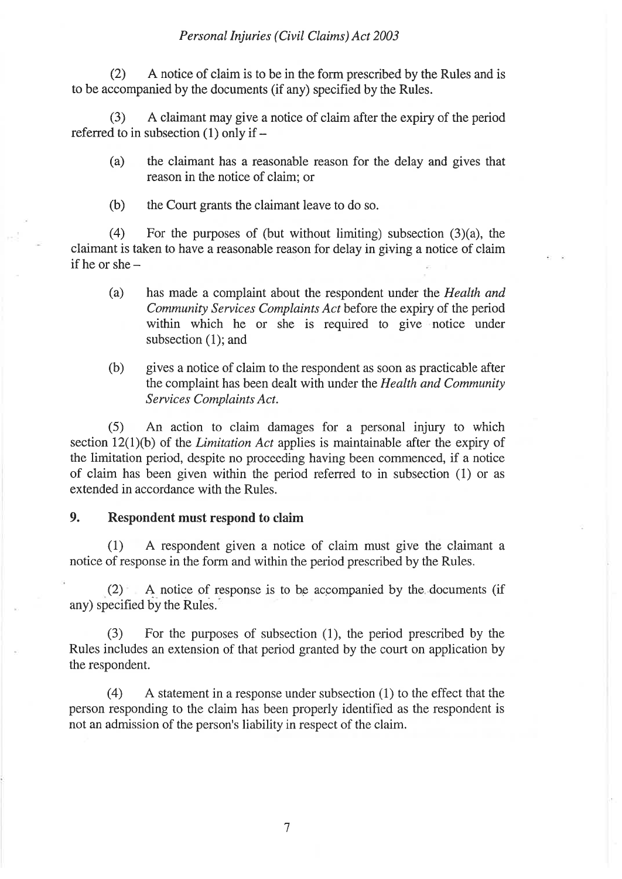(2) A notice of claim is to be in the form prescribed by the Rules and is to be accompanied by the documents (if any) specified by the Rules.

(3) A claimant may give a notice of claim after the expiry of the period referred to in subsection (1) only if –

(a) the claimant has a reasonable reason for the delay and gives that reason in the notice of claim; or

(b) the Court grants the claimant leave to do so.

(4) For the purposes of (but without limiting) subsection (3)(a), the claimant is taken to have a reasonable reason for delay in giving a notice of claim if he or she –

(a) has made a complaint about the respondent under the *Health and Community Services Complaints Act* before the expiry of the period within which he or she is required to give notice under subsection (1); and

(b) gives a notice of claim to the respondent as soon as practicable after the complaint has been dealt with under the *Health and Community Services Complaints Act*.

(5) An action to claim damages for a personal injury to which section 12(1)(b) of the *Limitation Act* applies is maintainable after the expiry of the limitation period, despite no proceeding having been commenced, if a notice of claim has been given within the period referred to in subsection (1) or as extended in accordance with the Rules.

### 9. Respondent must respond to claim

(1) A respondent given a notice of claim must give the claimant a notice of response in the form and within the period prescribed by the Rules.

(2) A notice of response is to be accompanied by the documents (if any) specified by the Rules.

(3) For the purposes of subsection (1), the period prescribed by the Rules includes an extension of that period granted by the court on application by the respondent.

(4) A statement in a response under subsection (1) to the effect that the person responding to the claim has been properly identified as the respondent is not an admission of the person's liability in respect of the claim.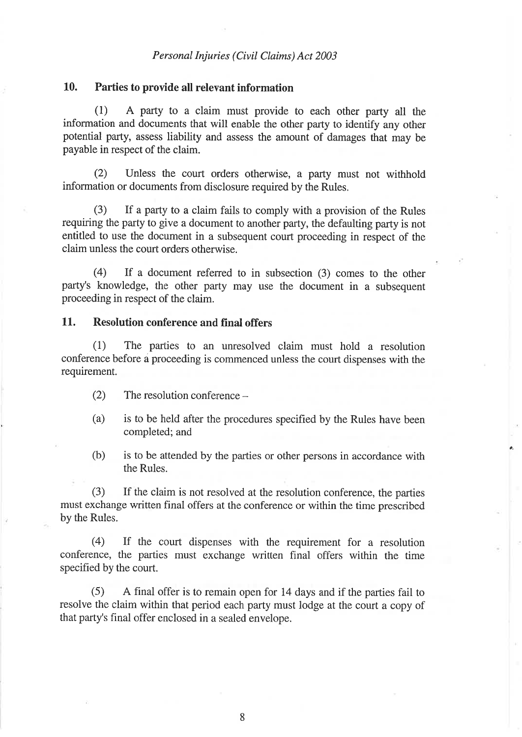## 10. Parties to provide all relevant information

(1) A party to a claim must provide to each other party all the information and documents that will enable the other party to identify any other potential party, assess liability and assess the amount of damages that may be payable in respect of the claim.

(2) Unless the court orders otherwise, a party must not withhold information or documents from disclosure required by the Rules.

(3) If a party to a claim fails to comply with a provision of the Rules requiring the party to give a document to another party, the defaulting party is not entitled to use the document in a subsequent court proceeding in respect of the claim unless the court orders otherwise.

(4) If a document referred to in subsection (3) comes to the other party's knowledge, the other party may use the document in a subsequent proceeding in respect of the claim.

## 11. Resolution conference and final offers

(1) The parties to an unresolved claim must hold a resolution conference before a proceeding is commenced unless the court dispenses with the requirement.

(2) The resolution conference –

(a) is to be held after the procedures specified by the Rules have been completed; and

(b) is to be attended by the parties or other persons in accordance with the Rules.

(3) If the claim is not resolved at the resolution conference, the parties must exchange written final offers at the conference or within the time prescribed by the Rules.

(4) If the court dispenses with the requirement for a resolution conference, the parties must exchange written final offers within the time specified by the court.

(5) A final offer is to remain open for 14 days and if the parties fail to resolve the claim within that period each party must lodge at the court a copy of that party's final offer enclosed in a sealed envelope.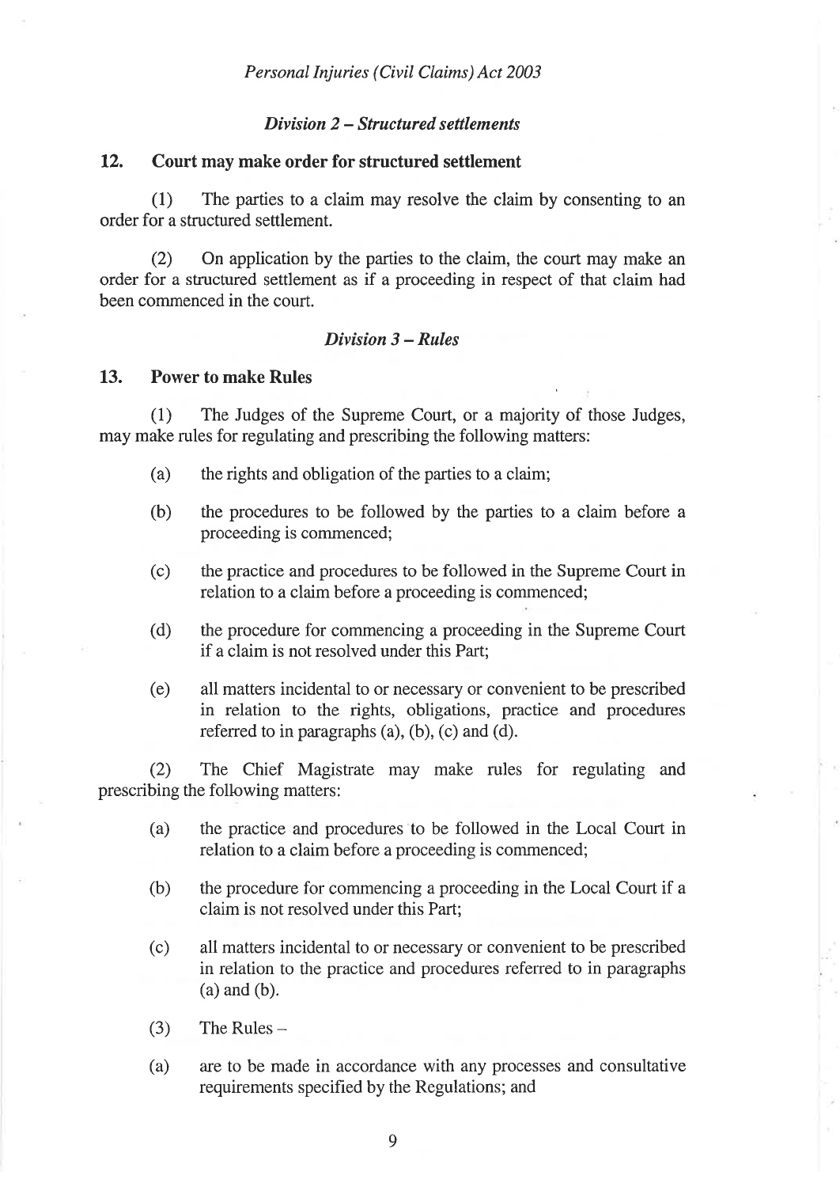### *Division 2 – Structured settlements*

### 12. Court may make order for structured settlement

(1) The parties to a claim may resolve the claim by consenting to an order for a structured settlement.

(2) On application by the parties to the claim, the court may make an order for a structured settlement as if a proceeding in respect of that claim had been commenced in the court.

### *Division 3 – Rules*

### 13. Power to make Rules

(1) The Judges of the Supreme Court, or a majority of those Judges, may make rules for regulating and prescribing the following matters:

- (a) the rights and obligation of the parties to a claim;
- (b) the procedures to be followed by the parties to a claim before a proceeding is commenced;
- (c) the practice and procedures to be followed in the Supreme Court in relation to a claim before a proceeding is commenced;
- (d) the procedure for commencing a proceeding in the Supreme Court if a claim is not resolved under this Part;
- (e) all matters incidental to or necessary or convenient to be prescribed in relation to the rights, obligations, practice and procedures referred to in paragraphs (a), (b), (c) and (d).

(2) The Chief Magistrate may make rules for regulating and prescribing the following matters:

- (a) the practice and procedures to be followed in the Local Court in relation to a claim before a proceeding is commenced;
- (b) the procedure for commencing a proceeding in the Local Court if a claim is not resolved under this Part;
- (c) all matters incidental to or necessary or convenient to be prescribed in relation to the practice and procedures referred to in paragraphs (a) and (b).

(3) The Rules –

- (a) are to be made in accordance with any processes and consultative requirements specified by the Regulations; and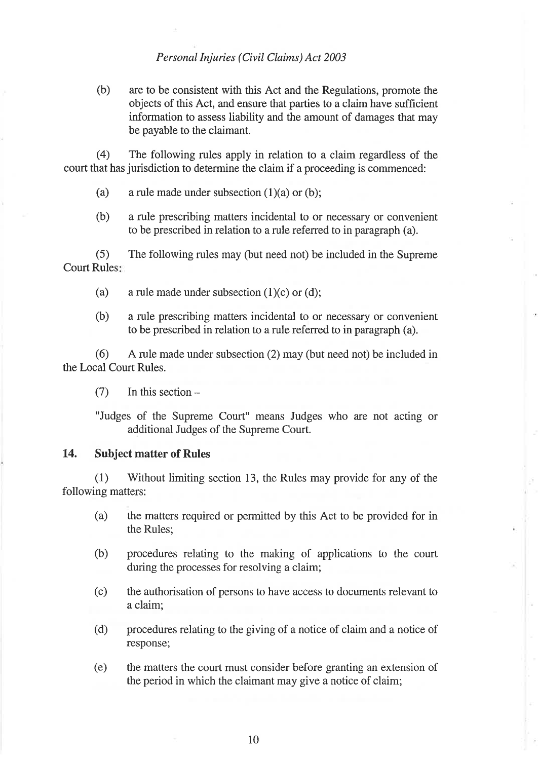(b) are to be consistent with this Act and the Regulations, promote the objects of this Act, and ensure that parties to a claim have sufficient information to assess liability and the amount of damages that may be payable to the claimant.

(4) The following rules apply in relation to a claim regardless of the court that has jurisdiction to determine the claim if a proceeding is commenced:

(a) a rule made under subsection (1)(a) or (b);

(b) a rule prescribing matters incidental to or necessary or convenient to be prescribed in relation to a rule referred to in paragraph (a).

(5) The following rules may (but need not) be included in the Supreme Court Rules:

(a) a rule made under subsection (1)(c) or (d);

(b) a rule prescribing matters incidental to or necessary or convenient to be prescribed in relation to a rule referred to in paragraph (a).

(6) A rule made under subsection (2) may (but need not) be included in the Local Court Rules.

(7) In this section –

"Judges of the Supreme Court" means Judges who are not acting or additional Judges of the Supreme Court.

### 14. Subject matter of Rules

(1) Without limiting section 13, the Rules may provide for any of the following matters:

(a) the matters required or permitted by this Act to be provided for in the Rules;

(b) procedures relating to the making of applications to the court during the processes for resolving a claim;

(c) the authorisation of persons to have access to documents relevant to a claim;

(d) procedures relating to the giving of a notice of claim and a notice of response;

(e) the matters the court must consider before granting an extension of the period in which the claimant may give a notice of claim;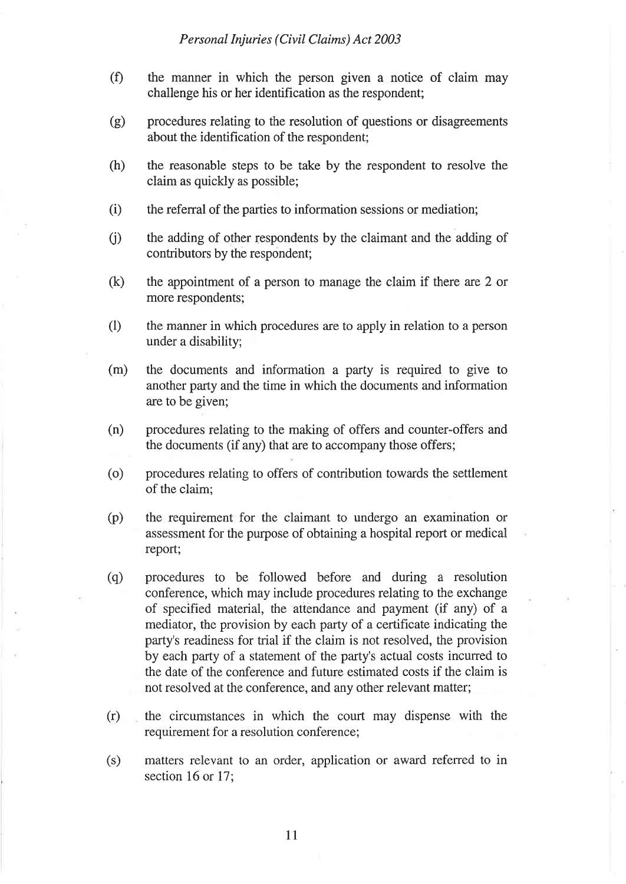(f) the manner in which the person given a notice of claim may challenge his or her identification as the respondent;

(g) procedures relating to the resolution of questions or disagreements about the identification of the respondent;

(h) the reasonable steps to be take by the respondent to resolve the claim as quickly as possible;

(i) the referral of the parties to information sessions or mediation;

(j) the adding of other respondents by the claimant and the adding of contributors by the respondent;

(k) the appointment of a person to manage the claim if there are 2 or more respondents;

(l) the manner in which procedures are to apply in relation to a person under a disability;

(m) the documents and information a party is required to give to another party and the time in which the documents and information are to be given;

(n) procedures relating to the making of offers and counter-offers and the documents (if any) that are to accompany those offers;

(o) procedures relating to offers of contribution towards the settlement of the claim;

(p) the requirement for the claimant to undergo an examination or assessment for the purpose of obtaining a hospital report or medical report;

(q) procedures to be followed before and during a resolution conference, which may include procedures relating to the exchange of specified material, the attendance and payment (if any) of a mediator, the provision by each party of a certificate indicating the party's readiness for trial if the claim is not resolved, the provision by each party of a statement of the party's actual costs incurred to the date of the conference and future estimated costs if the claim is not resolved at the conference, and any other relevant matter;

(r) the circumstances in which the court may dispense with the requirement for a resolution conference;

(s) matters relevant to an order, application or award referred to in section 16 or 17;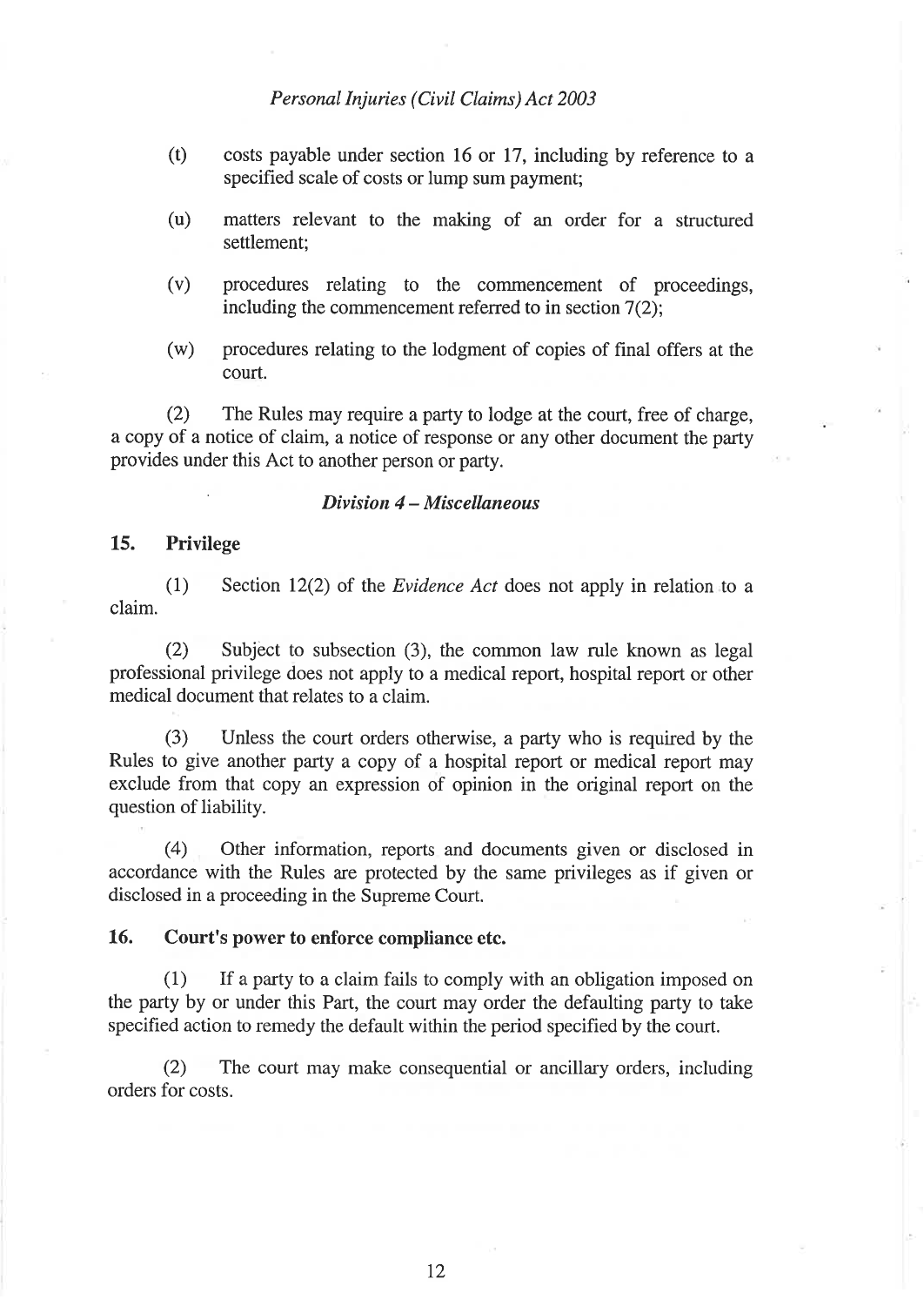(t) costs payable under section 16 or 17, including by reference to a specified scale of costs or lump sum payment;

(u) matters relevant to the making of an order for a structured settlement;

(v) procedures relating to the commencement of proceedings, including the commencement referred to in section 7(2);

(w) procedures relating to the lodgment of copies of final offers at the court.

(2) The Rules may require a party to lodge at the court, free of charge, a copy of a notice of claim, a notice of response or any other document the party provides under this Act to another person or party.

### *Division 4 – Miscellaneous*

### 15. Privilege

(1) Section 12(2) of the *Evidence Act* does not apply in relation to a claim.

(2) Subject to subsection (3), the common law rule known as legal professional privilege does not apply to a medical report, hospital report or other medical document that relates to a claim.

(3) Unless the court orders otherwise, a party who is required by the Rules to give another party a copy of a hospital report or medical report may exclude from that copy an expression of opinion in the original report on the question of liability.

(4) Other information, reports and documents given or disclosed in accordance with the Rules are protected by the same privileges as if given or disclosed in a proceeding in the Supreme Court.

### 16. Court's power to enforce compliance etc.

(1) If a party to a claim fails to comply with an obligation imposed on the party by or under this Part, the court may order the defaulting party to take specified action to remedy the default within the period specified by the court.

(2) The court may make consequential or ancillary orders, including orders for costs.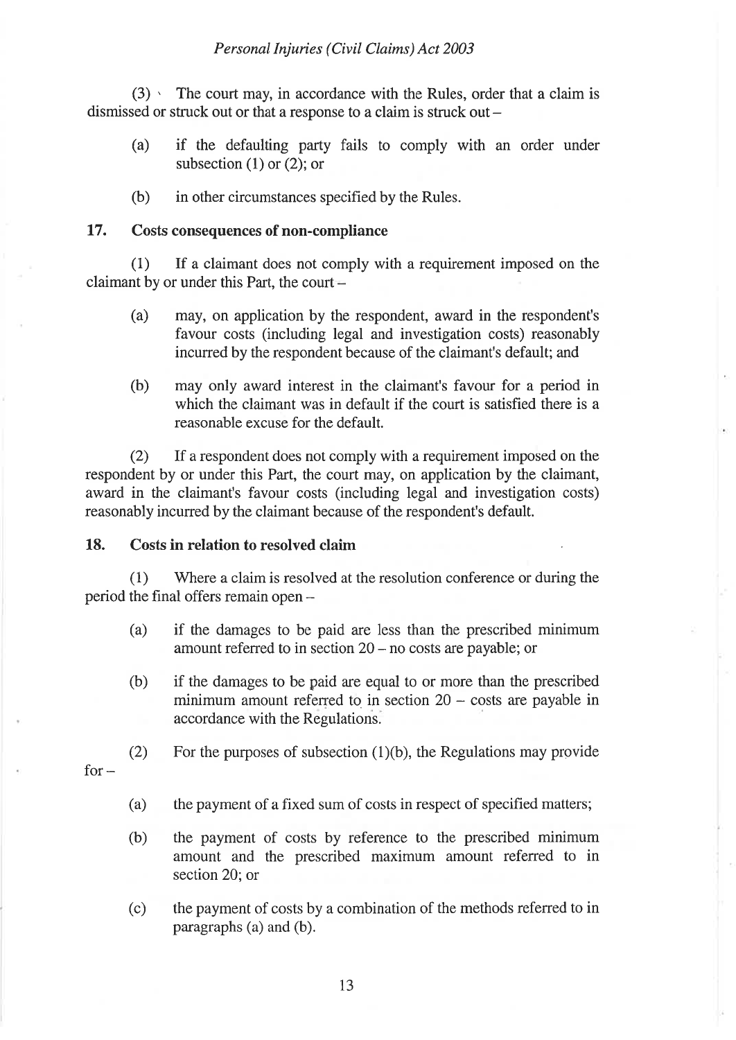(3) The court may, in accordance with the Rules, order that a claim is dismissed or struck out or that a response to a claim is struck out –

(a) if the defaulting party fails to comply with an order under subsection (1) or (2); or

(b) in other circumstances specified by the Rules.

### 17. Costs consequences of non-compliance

(1) If a claimant does not comply with a requirement imposed on the claimant by or under this Part, the court –

(a) may, on application by the respondent, award in the respondent's favour costs (including legal and investigation costs) reasonably incurred by the respondent because of the claimant's default; and

(b) may only award interest in the claimant's favour for a period in which the claimant was in default if the court is satisfied there is a reasonable excuse for the default.

(2) If a respondent does not comply with a requirement imposed on the respondent by or under this Part, the court may, on application by the claimant, award in the claimant's favour costs (including legal and investigation costs) reasonably incurred by the claimant because of the respondent's default.

### 18. Costs in relation to resolved claim

(1) Where a claim is resolved at the resolution conference or during the period the final offers remain open –

(a) if the damages to be paid are less than the prescribed minimum amount referred to in section 20 – no costs are payable; or

(b) if the damages to be paid are equal to or more than the prescribed minimum amount referred to in section 20 – costs are payable in accordance with the Regulations.

(2) For the purposes of subsection (1)(b), the Regulations may provide for –

(a) the payment of a fixed sum of costs in respect of specified matters;

(b) the payment of costs by reference to the prescribed minimum amount and the prescribed maximum amount referred to in section 20; or

(c) the payment of costs by a combination of the methods referred to in paragraphs (a) and (b).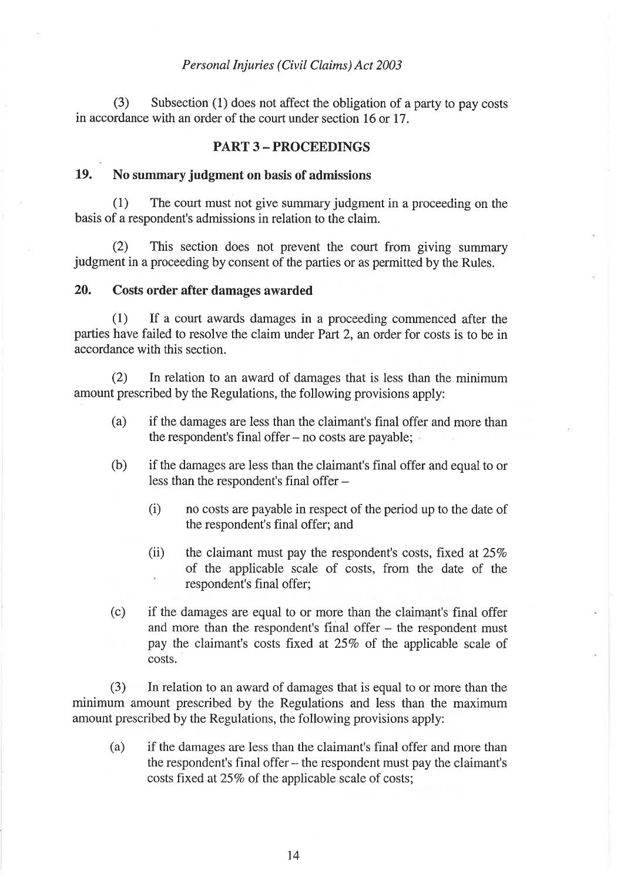(3) Subsection (1) does not affect the obligation of a party to pay costs in accordance with an order of the court under section 16 or 17.

## PART 3 – PROCEEDINGS

### 19. No summary judgment on basis of admissions

(1) The court must not give summary judgment in a proceeding on the basis of a respondent's admissions in relation to the claim.

(2) This section does not prevent the court from giving summary judgment in a proceeding by consent of the parties or as permitted by the Rules.

### 20. Costs order after damages awarded

(1) If a court awards damages in a proceeding commenced after the parties have failed to resolve the claim under Part 2, an order for costs is to be in accordance with this section.

(2) In relation to an award of damages that is less than the minimum amount prescribed by the Regulations, the following provisions apply:

(a) if the damages are less than the claimant's final offer and more than the respondent's final offer – no costs are payable;

(b) if the damages are less than the claimant's final offer and equal to or less than the respondent's final offer –

(i) no costs are payable in respect of the period up to the date of the respondent's final offer; and

(ii) the claimant must pay the respondent's costs, fixed at 25% of the applicable scale of costs, from the date of the respondent's final offer;

(c) if the damages are equal to or more than the claimant's final offer and more than the respondent's final offer – the respondent must pay the claimant's costs fixed at 25% of the applicable scale of costs.

(3) In relation to an award of damages that is equal to or more than the minimum amount prescribed by the Regulations and less than the maximum amount prescribed by the Regulations, the following provisions apply:

(a) if the damages are less than the claimant's final offer and more than the respondent's final offer – the respondent must pay the claimant's costs fixed at 25% of the applicable scale of costs;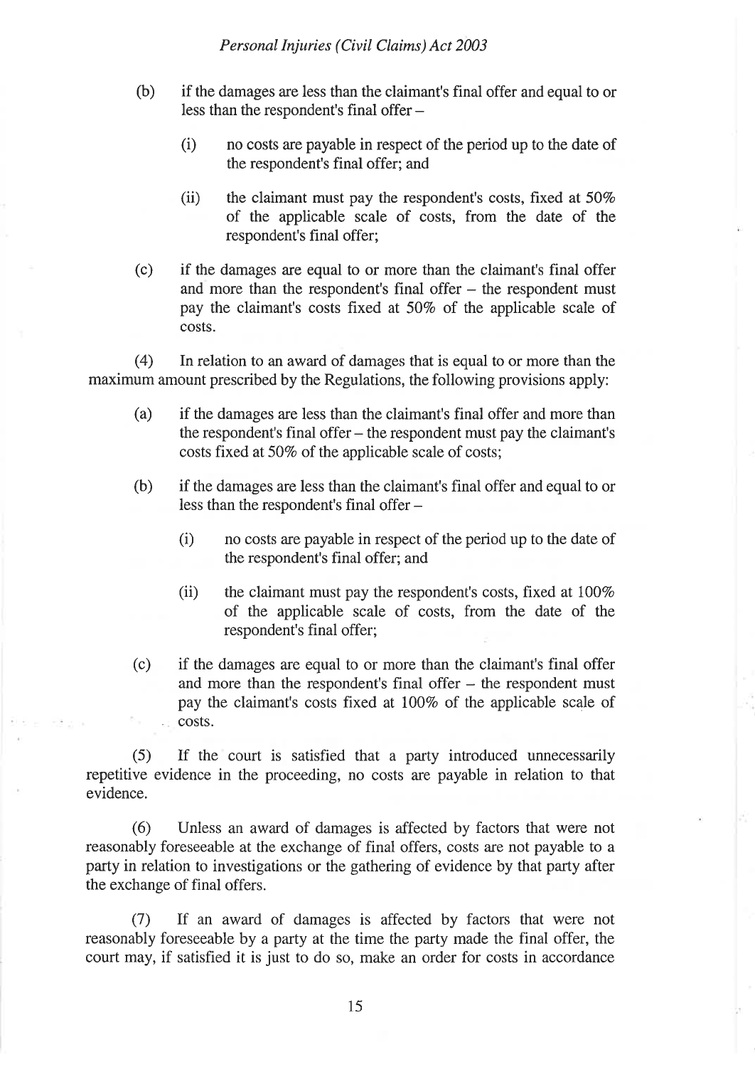(b) if the damages are less than the claimant's final offer and equal to or less than the respondent's final offer –

  (i) no costs are payable in respect of the period up to the date of the respondent's final offer; and

  (ii) the claimant must pay the respondent's costs, fixed at 50% of the applicable scale of costs, from the date of the respondent's final offer;

(c) if the damages are equal to or more than the claimant's final offer and more than the respondent's final offer – the respondent must pay the claimant's costs fixed at 50% of the applicable scale of costs.

(4) In relation to an award of damages that is equal to or more than the maximum amount prescribed by the Regulations, the following provisions apply:

(a) if the damages are less than the claimant's final offer and more than the respondent's final offer – the respondent must pay the claimant's costs fixed at 50% of the applicable scale of costs;

(b) if the damages are less than the claimant's final offer and equal to or less than the respondent's final offer –

  (i) no costs are payable in respect of the period up to the date of the respondent's final offer; and

  (ii) the claimant must pay the respondent's costs, fixed at 100% of the applicable scale of costs, from the date of the respondent's final offer;

(c) if the damages are equal to or more than the claimant's final offer and more than the respondent's final offer – the respondent must pay the claimant's costs fixed at 100% of the applicable scale of costs.

(5) If the court is satisfied that a party introduced unnecessarily repetitive evidence in the proceeding, no costs are payable in relation to that evidence.

(6) Unless an award of damages is affected by factors that were not reasonably foreseeable at the exchange of final offers, costs are not payable to a party in relation to investigations or the gathering of evidence by that party after the exchange of final offers.

(7) If an award of damages is affected by factors that were not reasonably foreseeable by a party at the time the party made the final offer, the court may, if satisfied it is just to do so, make an order for costs in accordance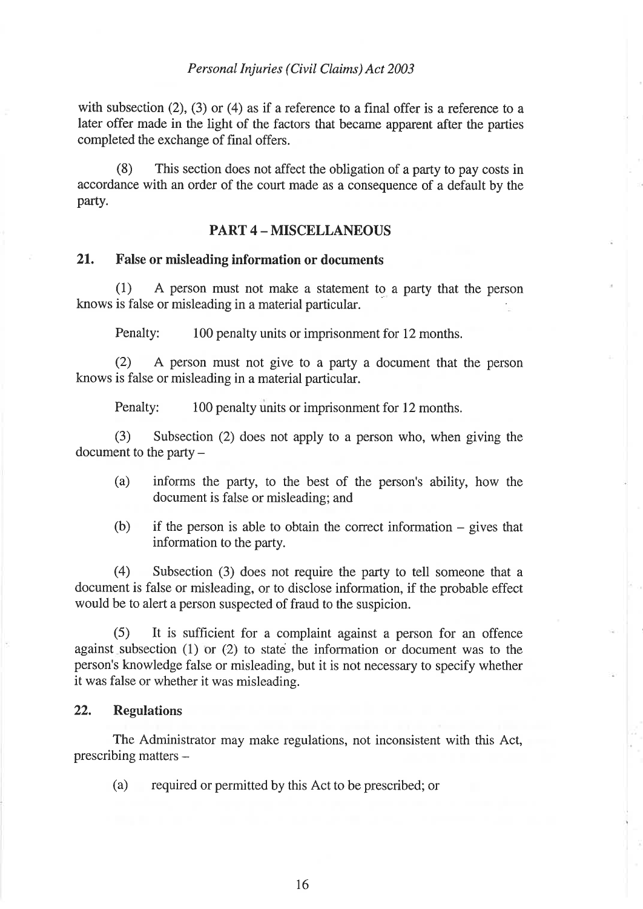with subsection (2), (3) or (4) as if a reference to a final offer is a reference to a later offer made in the light of the factors that became apparent after the parties completed the exchange of final offers.

(8) This section does not affect the obligation of a party to pay costs in accordance with an order of the court made as a consequence of a default by the party.

## PART 4 – MISCELLANEOUS

### 21. False or misleading information or documents

(1) A person must not make a statement to a party that the person knows is false or misleading in a material particular.

Penalty: 100 penalty units or imprisonment for 12 months.

(2) A person must not give to a party a document that the person knows is false or misleading in a material particular.

Penalty: 100 penalty units or imprisonment for 12 months.

(3) Subsection (2) does not apply to a person who, when giving the document to the party –

(a) informs the party, to the best of the person's ability, how the document is false or misleading; and

(b) if the person is able to obtain the correct information – gives that information to the party.

(4) Subsection (3) does not require the party to tell someone that a document is false or misleading, or to disclose information, if the probable effect would be to alert a person suspected of fraud to the suspicion.

(5) It is sufficient for a complaint against a person for an offence against subsection (1) or (2) to state the information or document was to the person's knowledge false or misleading, but it is not necessary to specify whether it was false or whether it was misleading.

### 22. Regulations

The Administrator may make regulations, not inconsistent with this Act, prescribing matters –

(a) required or permitted by this Act to be prescribed; or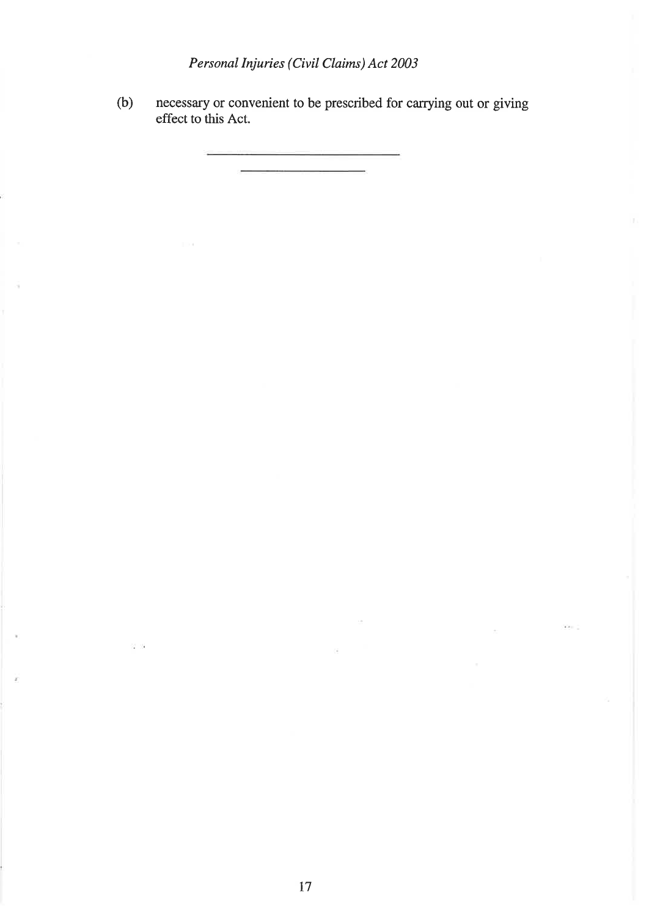(b) necessary or convenient to be prescribed for carrying out or giving effect to this Act.